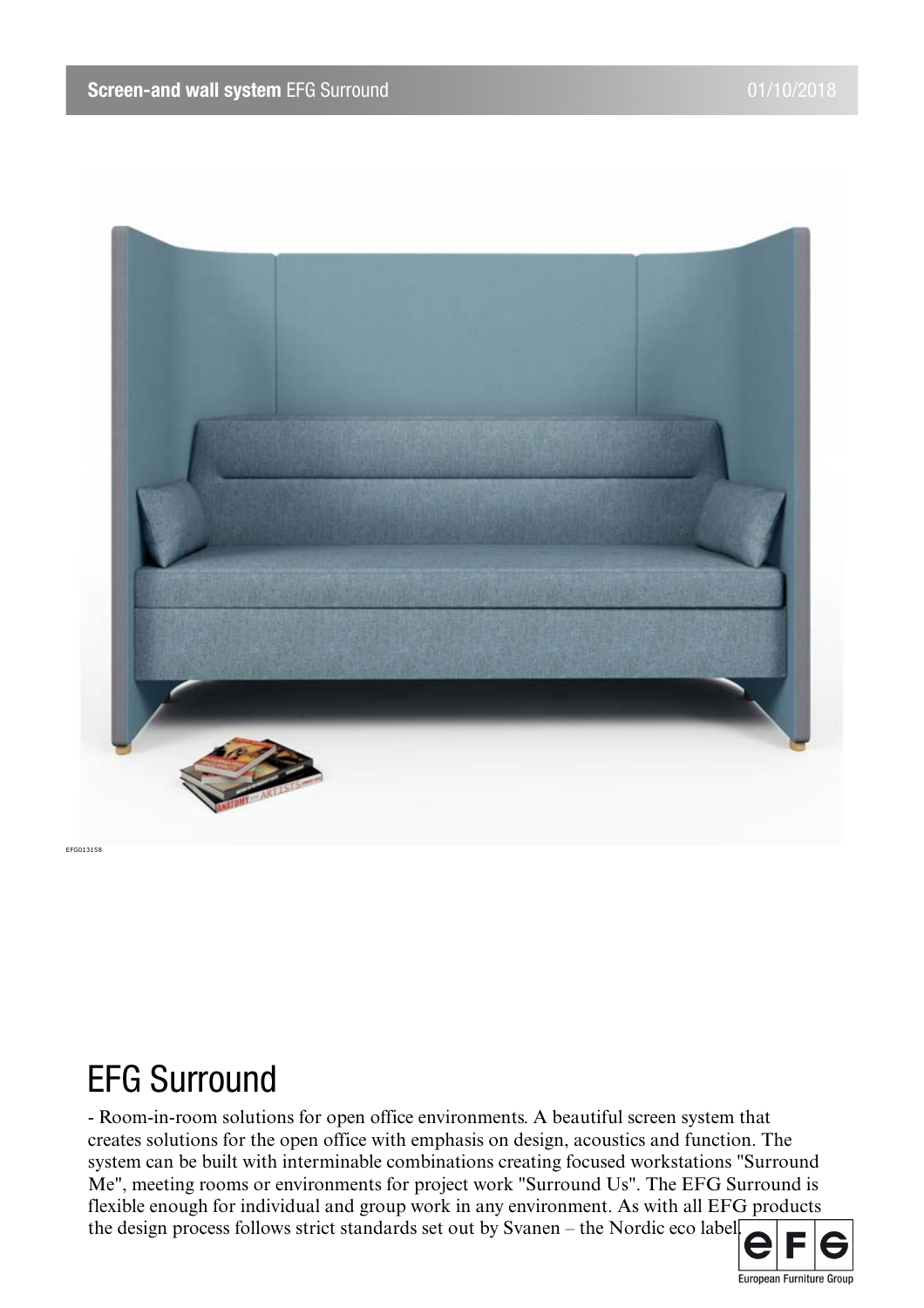EFG013158

# EFG Surround

- Room-in-room solutions for open office environments. A beautiful screen system that creates solutions for the open office with emphasis on design, acoustics and function. The system can be built with interminable combinations creating focused workstations "Surround Me", meeting rooms or environments for project work "Surround Us". The EFG Surround is flexible enough for individual and group work in any environment. As with all EFG products the design process follows strict standards set out by Svanen – the Nordic eco label.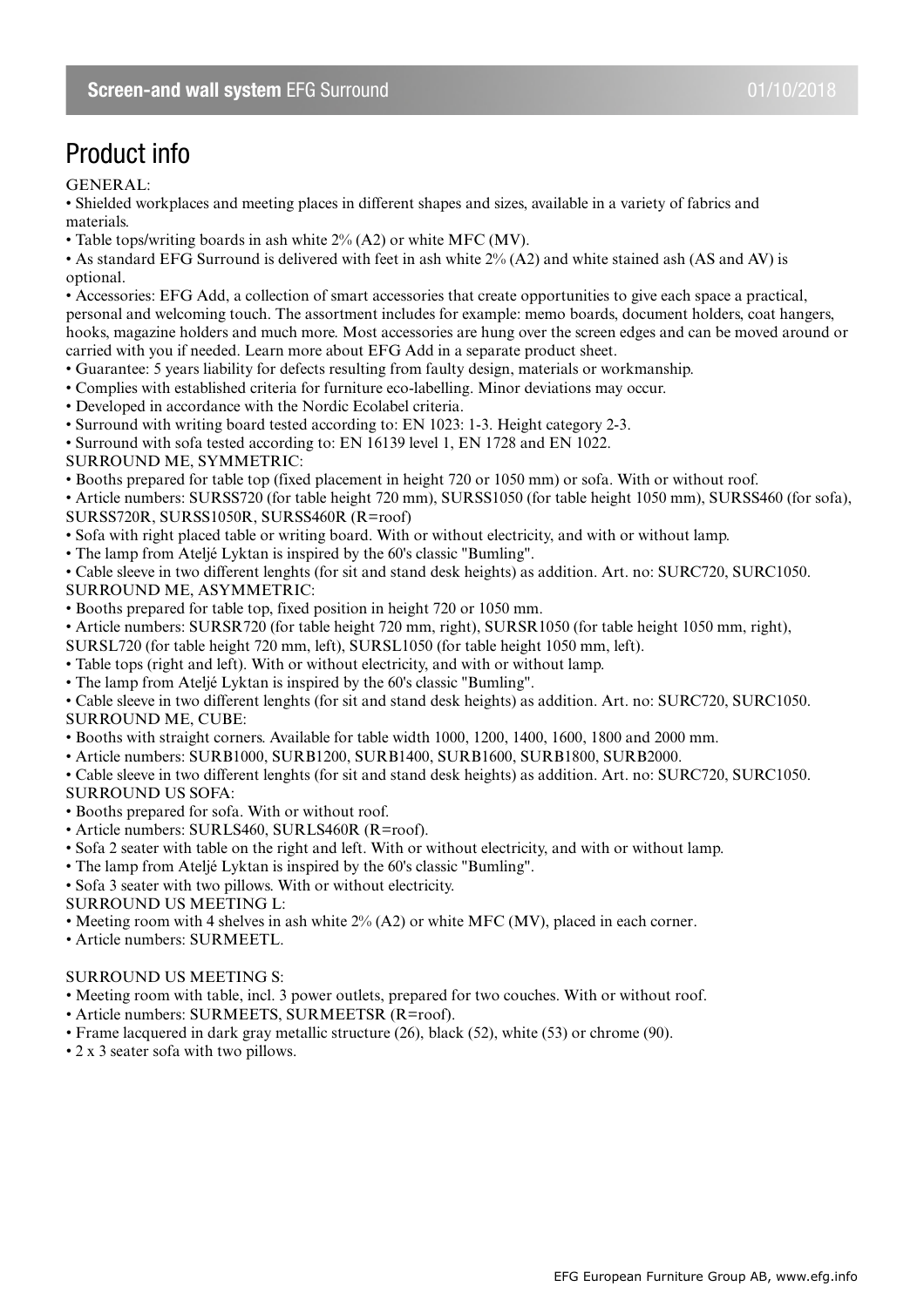# Product info

GENERAL:

- Shielded workplaces and meeting places in different shapes and sizes, available in a variety of fabrics and materials.
- Table tops/writing boards in ash white 2% (A2) or white MFC (MV).
- As standard EFG Surround is delivered with feet in ash white 2% (A2) and white stained ash (AS and AV) is optional.
- Accessories: EFG Add, a collection of smart accessories that create opportunities to give each space a practical, personal and welcoming touch. The assortment includes for example: memo boards, document holders, coat hangers, hooks, magazine holders and much more. Most accessories are hung over the screen edges and can be moved around or carried with you if needed. Learn more about EFG Add in a separate product sheet.
- Guarantee: 5 years liability for defects resulting from faulty design, materials or workmanship.
- Complies with established criteria for furniture eco-labelling. Minor deviations may occur.
- Developed in accordance with the Nordic Ecolabel criteria.
- Surround with writing board tested according to: EN 1023: 1-3. Height category 2-3.
- Surround with sofa tested according to: EN 16139 level 1, EN 1728 and EN 1022.

SURROUND ME, SYMMETRIC:

- Booths prepared for table top (fixed placement in height 720 or 1050 mm) or sofa. With or without roof.
- Article numbers: SURSS720 (for table height 720 mm), SURSS1050 (for table height 1050 mm), SURSS460 (for sofa), SURSS720R, SURSS1050R, SURSS460R (R=roof)
- Sofa with right placed table or writing board. With or without electricity, and with or without lamp.
- The lamp from Ateljé Lyktan is inspired by the 60's classic "Bumling".
- Cable sleeve in two different lenghts (for sit and stand desk heights) as addition. Art. no: SURC720, SURC1050.

SURROUND ME, ASYMMETRIC:

- Booths prepared for table top, fixed position in height 720 or 1050 mm.
- Article numbers: SURSR720 (for table height 720 mm, right), SURSR1050 (for table height 1050 mm, right), SURSL720 (for table height 720 mm, left), SURSL1050 (for table height 1050 mm, left).
- Table tops (right and left). With or without electricity, and with or without lamp.
- The lamp from Ateljé Lyktan is inspired by the 60's classic "Bumling".
- Cable sleeve in two different lenghts (for sit and stand desk heights) as addition. Art. no: SURC720, SURC1050.

SURROUND ME, CUBE:

- Booths with straight corners. Available for table width 1000, 1200, 1400, 1600, 1800 and 2000 mm.
- Article numbers: SURB1000, SURB1200, SURB1400, SURB1600, SURB1800, SURB2000.
- Cable sleeve in two different lenghts (for sit and stand desk heights) as addition. Art. no: SURC720, SURC1050.

SURROUND US SOFA:

- Booths prepared for sofa. With or without roof.
- Article numbers: SURLS460, SURLS460R (R=roof).
- Sofa 2 seater with table on the right and left. With or without electricity, and with or without lamp.
- The lamp from Ateljé Lyktan is inspired by the 60's classic "Bumling".
- Sofa 3 seater with two pillows. With or without electricity.

SURROUND US MEETING L:

- Meeting room with 4 shelves in ash white 2% (A2) or white MFC (MV), placed in each corner.
- Article numbers: SURMEETL.

SURROUND US MEETING S:

- Meeting room with table, incl. 3 power outlets, prepared for two couches. With or without roof.
- Article numbers: SURMEETS, SURMEETSR (R=roof).
- Frame lacquered in dark gray metallic structure (26), black (52), white (53) or chrome (90).
- 2 x 3 seater sofa with two pillows.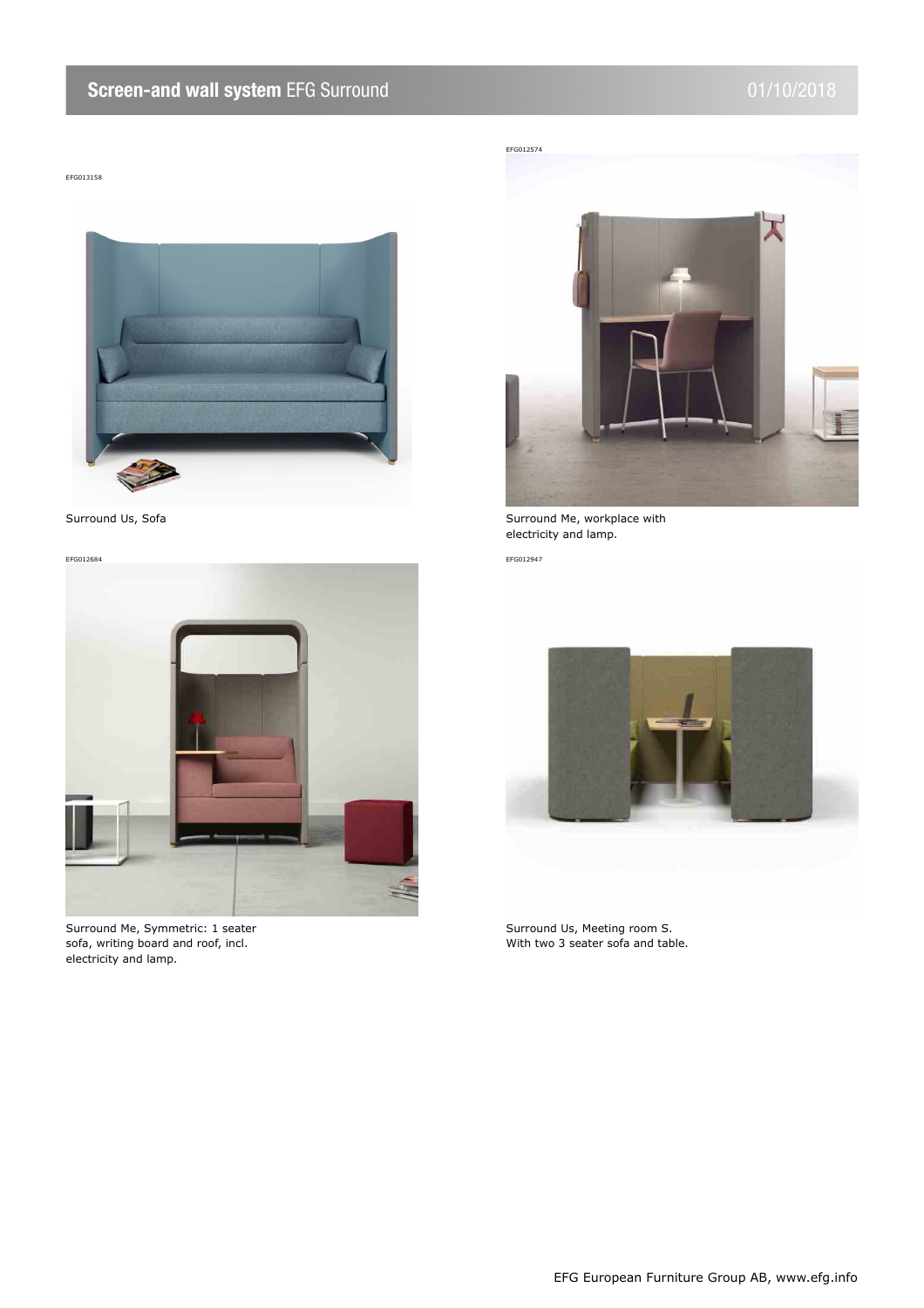EFG013158

Surround Us, Sofa

EFG012574

Surround Me, workplace with electricity and lamp.

EFG012684

Surround Me, Symmetric: 1 seater sofa, writing board and roof, incl. electricity and lamp.

EFG012947

Surround Us, Meeting room S. With two 3 seater sofa and table.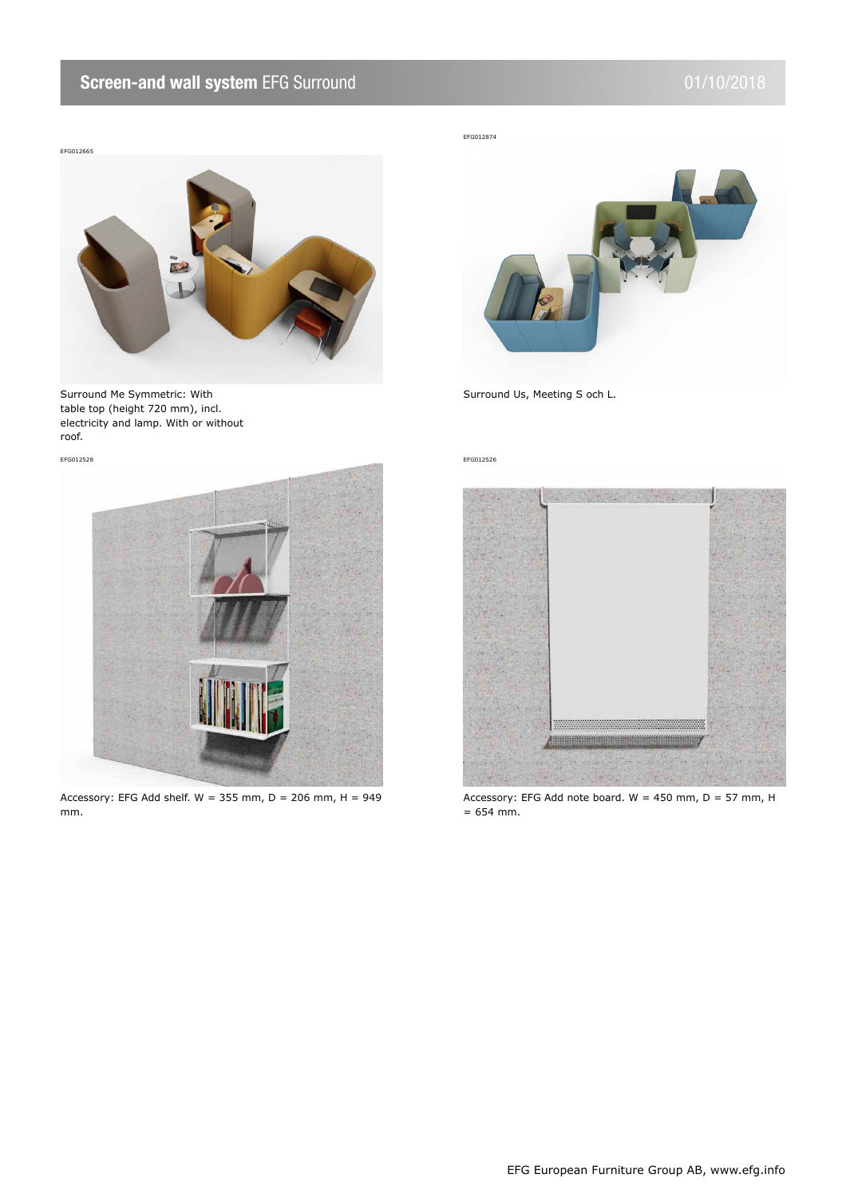EFG012665

Surround Me Symmetric: With table top (height 720 mm), incl. electricity and lamp. With or without roof.

EFG012874

Surround Us, Meeting S och L.

EFG012528

Accessory: EFG Add shelf. W = 355 mm, D = 206 mm, H = 949 mm.

EFG012526

Accessory: EFG Add note board. W = 450 mm, D = 57 mm, H = 654 mm.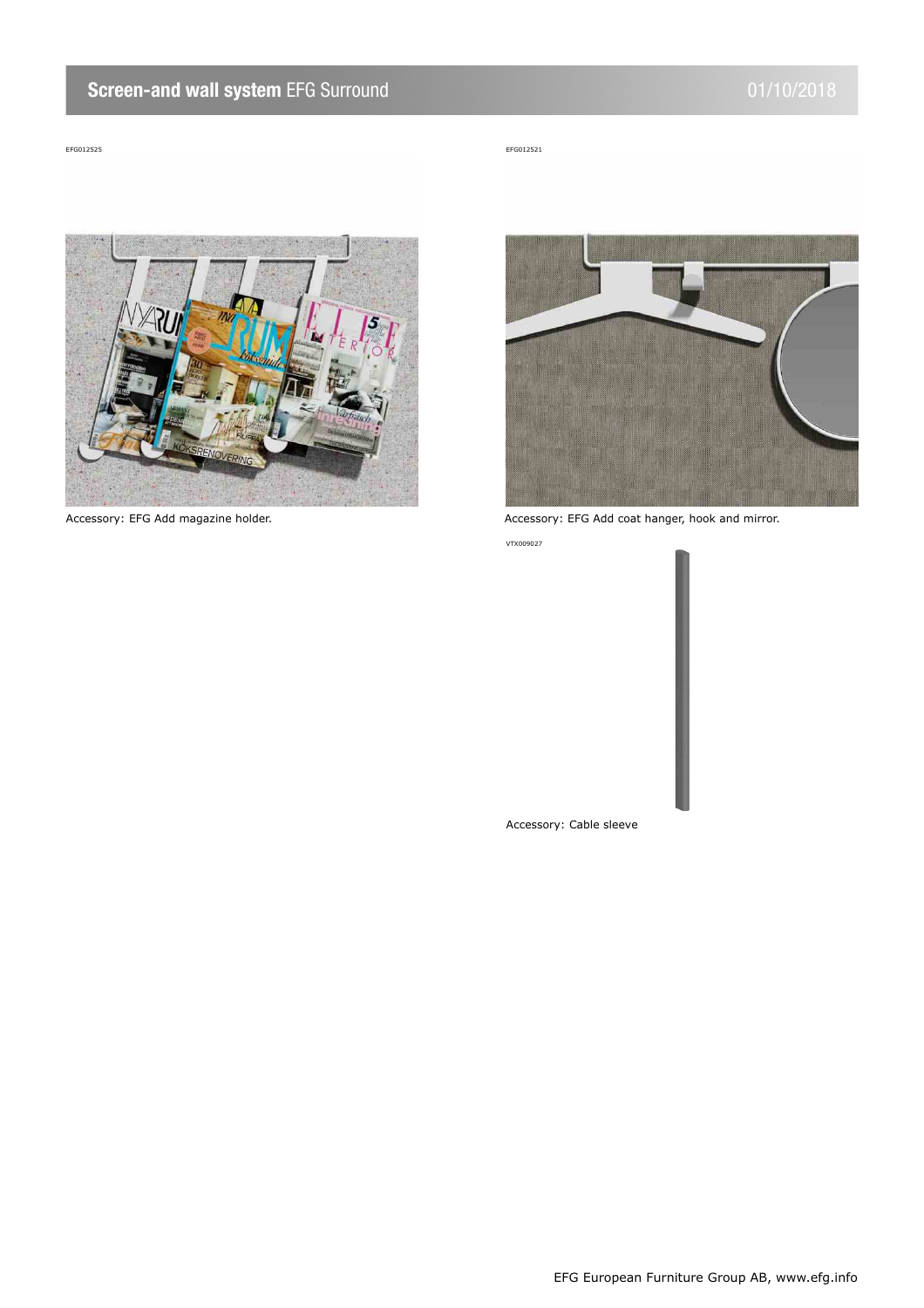EFG012525

Accessory: EFG Add magazine holder.

EFG012521

Accessory: EFG Add coat hanger, hook and mirror.

VTX009027

Accessory: Cable sleeve